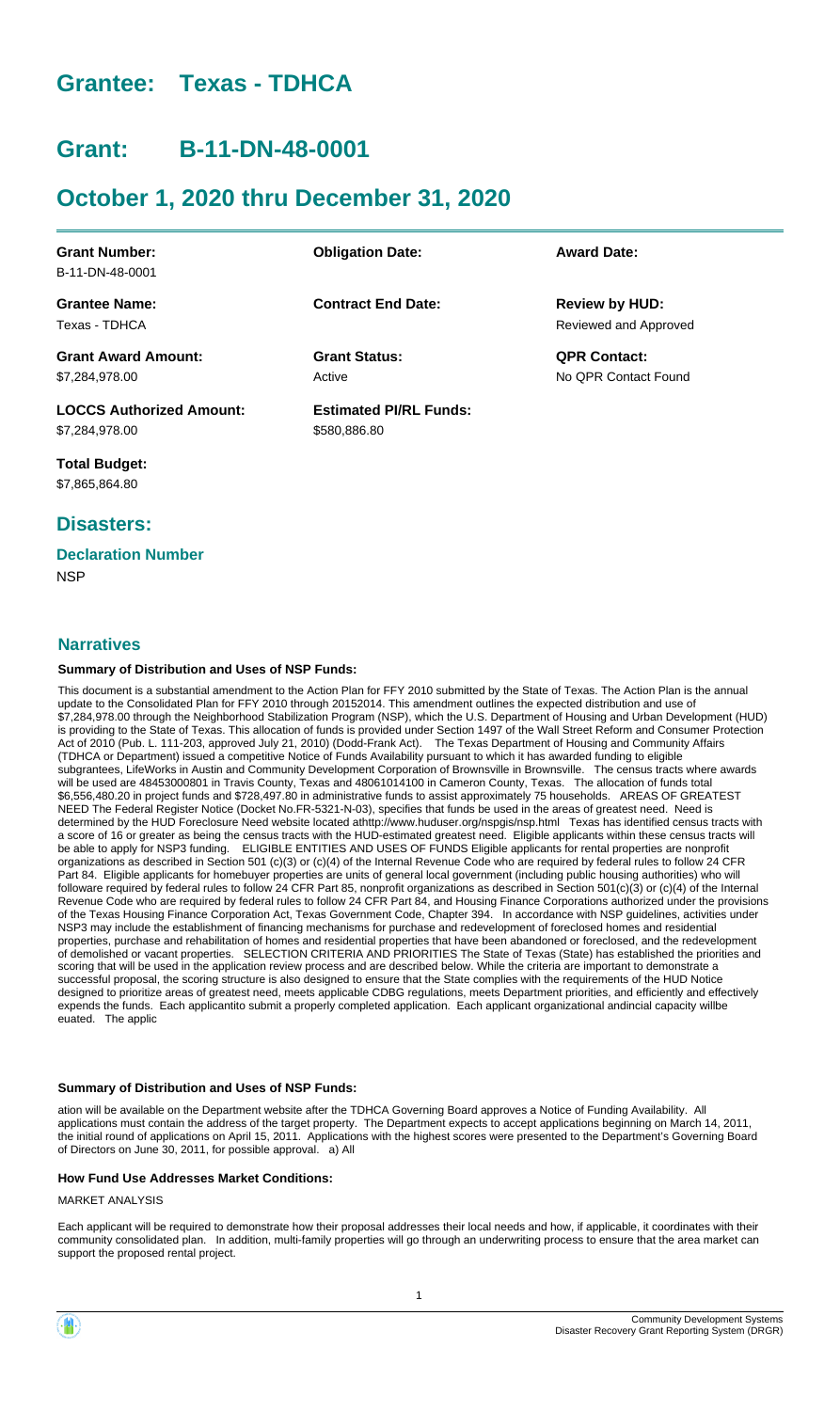# Grantee: Texas - TDHCA

# Grant: B-11-DN-48-0001

# October 1, 2020 thru December 31, 2020

| **Grant Number:** | **Obligation Date:** | **Award Date:** |
|---|---|---|
| B-11-DN-48-0001 | | |
| **Grantee Name:** | **Contract End Date:** | **Review by HUD:** |
| Texas - TDHCA | | Reviewed and Approved |
| **Grant Award Amount:** | **Grant Status:** | **QPR Contact:** |
| $7,284,978.00 | Active | No QPR Contact Found |
| **LOCCS Authorized Amount:** | **Estimated PI/RL Funds:** | |
| $7,284,978.00 | $580,886.80 | |

**Total Budget:**
$7,865,864.80

## Disasters:

### Declaration Number

NSP

## Narratives

#### Summary of Distribution and Uses of NSP Funds:

This document is a substantial amendment to the Action Plan for FFY 2010 submitted by the State of Texas. The Action Plan is the annual update to the Consolidated Plan for FFY 2010 through 20152014. This amendment outlines the expected distribution and use of $7,284,978.00 through the Neighborhood Stabilization Program (NSP), which the U.S. Department of Housing and Urban Development (HUD) is providing to the State of Texas. This allocation of funds is provided under Section 1497 of the Wall Street Reform and Consumer Protection Act of 2010 (Pub. L. 111-203, approved July 21, 2010) (Dodd-Frank Act). The Texas Department of Housing and Community Affairs (TDHCA or Department) issued a competitive Notice of Funds Availability pursuant to which it has awarded funding to eligible subgrantees, LifeWorks in Austin and Community Development Corporation of Brownsville in Brownsville. The census tracts where awards will be used are 48453000801 in Travis County, Texas and 48061014100 in Cameron County, Texas. The allocation of funds total $6,556,480.20 in project funds and $728,497.80 in administrative funds to assist approximately 75 households. AREAS OF GREATEST NEED The Federal Register Notice (Docket No.FR-5321-N-03), specifies that funds be used in the areas of greatest need. Need is determined by the HUD Foreclosure Need website located athttp://www.huduser.org/nspgis/nsp.html Texas has identified census tracts with a score of 16 or greater as being the census tracts with the HUD-estimated greatest need. Eligible applicants within these census tracts will be able to apply for NSP3 funding. ELIGIBLE ENTITIES AND USES OF FUNDS Eligible applicants for rental properties are nonprofit organizations as described in Section 501 (c)(3) or (c)(4) of the Internal Revenue Code who are required by federal rules to follow 24 CFR Part 84. Eligible applicants for homebuyer properties are units of general local government (including public housing authorities) who will followare required by federal rules to follow 24 CFR Part 85, nonprofit organizations as described in Section 501(c)(3) or (c)(4) of the Internal Revenue Code who are required by federal rules to follow 24 CFR Part 84, and Housing Finance Corporations authorized under the provisions of the Texas Housing Finance Corporation Act, Texas Government Code, Chapter 394. In accordance with NSP guidelines, activities under NSP3 may include the establishment of financing mechanisms for purchase and redevelopment of foreclosed homes and residential properties, purchase and rehabilitation of homes and residential properties that have been abandoned or foreclosed, and the redevelopment of demolished or vacant properties. SELECTION CRITERIA AND PRIORITIES The State of Texas (State) has established the priorities and scoring that will be used in the application review process and are described below. While the criteria are important to demonstrate a successful proposal, the scoring structure is also designed to ensure that the State complies with the requirements of the HUD Notice designed to prioritize areas of greatest need, meets applicable CDBG regulations, meets Department priorities, and efficiently and effectively expends the funds. Each applicantito submit a properly completed application. Each applicant organizational andincial capacity willbe euated. The applic

#### Summary of Distribution and Uses of NSP Funds:

ation will be available on the Department website after the TDHCA Governing Board approves a Notice of Funding Availability. All applications must contain the address of the target property. The Department expects to accept applications beginning on March 14, 2011, the initial round of applications on April 15, 2011. Applications with the highest scores were presented to the Department's Governing Board of Directors on June 30, 2011, for possible approval. a) All

#### How Fund Use Addresses Market Conditions:

MARKET ANALYSIS

Each applicant will be required to demonstrate how their proposal addresses their local needs and how, if applicable, it coordinates with their community consolidated plan. In addition, multi-family properties will go through an underwriting process to ensure that the area market can support the proposed rental project.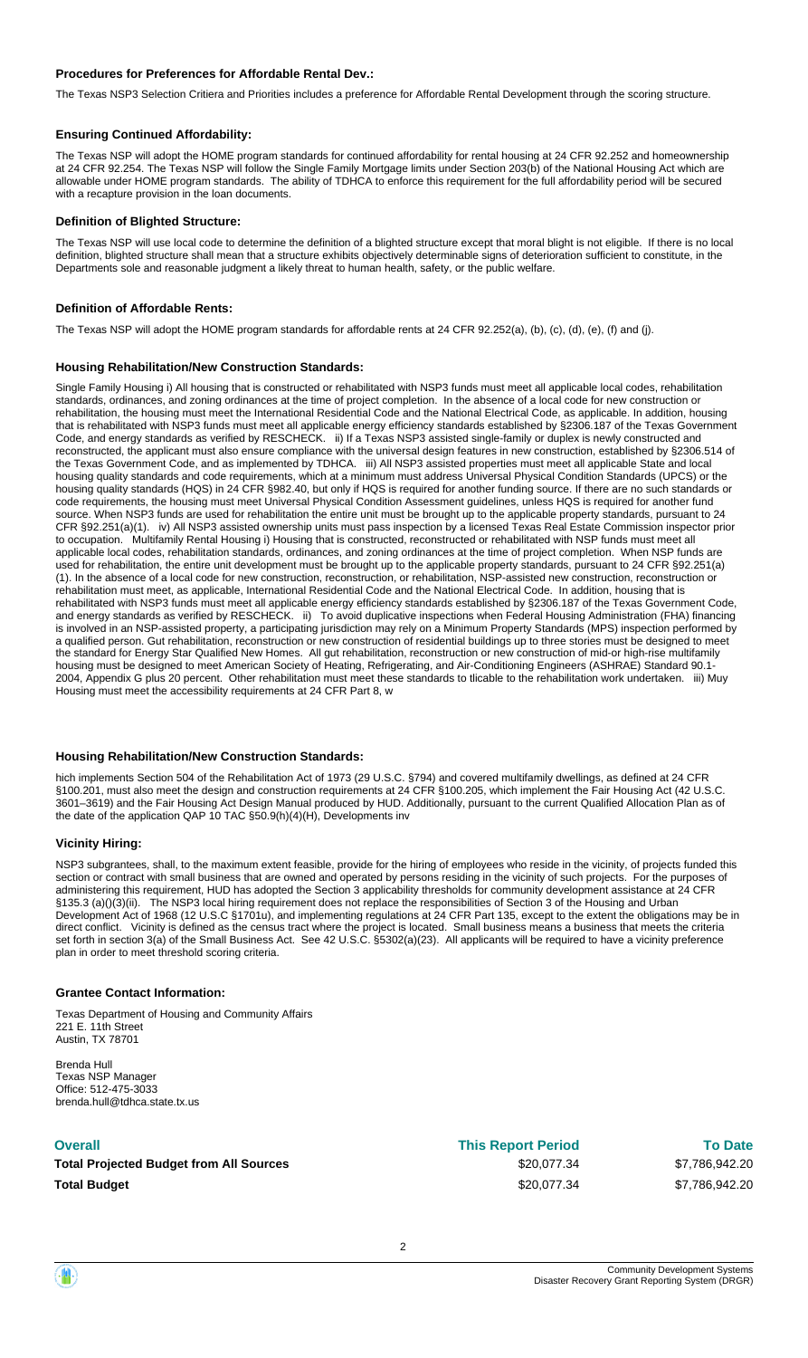### Procedures for Preferences for Affordable Rental Dev.:

The Texas NSP3 Selection Critiera and Priorities includes a preference for Affordable Rental Development through the scoring structure.

### Ensuring Continued Affordability:

The Texas NSP will adopt the HOME program standards for continued affordability for rental housing at 24 CFR 92.252 and homeownership at 24 CFR 92.254. The Texas NSP will follow the Single Family Mortgage limits under Section 203(b) of the National Housing Act which are allowable under HOME program standards. The ability of TDHCA to enforce this requirement for the full affordability period will be secured with a recapture provision in the loan documents.

### Definition of Blighted Structure:

The Texas NSP will use local code to determine the definition of a blighted structure except that moral blight is not eligible. If there is no local definition, blighted structure shall mean that a structure exhibits objectively determinable signs of deterioration sufficient to constitute, in the Departments sole and reasonable judgment a likely threat to human health, safety, or the public welfare.

### Definition of Affordable Rents:

The Texas NSP will adopt the HOME program standards for affordable rents at 24 CFR 92.252(a), (b), (c), (d), (e), (f) and (j).

### Housing Rehabilitation/New Construction Standards:

Single Family Housing i) All housing that is constructed or rehabilitated with NSP3 funds must meet all applicable local codes, rehabilitation standards, ordinances, and zoning ordinances at the time of project completion. In the absence of a local code for new construction or rehabilitation, the housing must meet the International Residential Code and the National Electrical Code, as applicable. In addition, housing that is rehabilitated with NSP3 funds must meet all applicable energy efficiency standards established by §2306.187 of the Texas Government Code, and energy standards as verified by RESCHECK. ii) If a Texas NSP3 assisted single-family or duplex is newly constructed and reconstructed, the applicant must also ensure compliance with the universal design features in new construction, established by §2306.514 of the Texas Government Code, and as implemented by TDHCA. iii) All NSP3 assisted properties must meet all applicable State and local housing quality standards and code requirements, which at a minimum must address Universal Physical Condition Standards (UPCS) or the housing quality standards (HQS) in 24 CFR §982.40, but only if HQS is required for another funding source. If there are no such standards or code requirements, the housing must meet Universal Physical Condition Assessment guidelines, unless HQS is required for another fund source. When NSP3 funds are used for rehabilitation the entire unit must be brought up to the applicable property standards, pursuant to 24 CFR §92.251(a)(1). iv) All NSP3 assisted ownership units must pass inspection by a licensed Texas Real Estate Commission inspector prior to occupation. Multifamily Rental Housing i) Housing that is constructed, reconstructed or rehabilitated with NSP funds must meet all applicable local codes, rehabilitation standards, ordinances, and zoning ordinances at the time of project completion. When NSP funds are used for rehabilitation, the entire unit development must be brought up to the applicable property standards, pursuant to 24 CFR §92.251(a)(1). In the absence of a local code for new construction, reconstruction, or rehabilitation, NSP-assisted new construction, reconstruction or rehabilitation must meet, as applicable, International Residential Code and the National Electrical Code. In addition, housing that is rehabilitated with NSP3 funds must meet all applicable energy efficiency standards established by §2306.187 of the Texas Government Code, and energy standards as verified by RESCHECK. ii) To avoid duplicative inspections when Federal Housing Administration (FHA) financing is involved in an NSP-assisted property, a participating jurisdiction may rely on a Minimum Property Standards (MPS) inspection performed by a qualified person. Gut rehabilitation, reconstruction or new construction of residential buildings up to three stories must be designed to meet the standard for Energy Star Qualified New Homes. All gut rehabilitation, reconstruction or new construction of mid-or high-rise multifamily housing must be designed to meet American Society of Heating, Refrigerating, and Air-Conditioning Engineers (ASHRAE) Standard 90.1-2004, Appendix G plus 20 percent. Other rehabilitation must meet these standards to tlicable to the rehabilitation work undertaken. iii) Muy Housing must meet the accessibility requirements at 24 CFR Part 8, w

### Housing Rehabilitation/New Construction Standards:

hich implements Section 504 of the Rehabilitation Act of 1973 (29 U.S.C. §794) and covered multifamily dwellings, as defined at 24 CFR §100.201, must also meet the design and construction requirements at 24 CFR §100.205, which implement the Fair Housing Act (42 U.S.C. 3601–3619) and the Fair Housing Act Design Manual produced by HUD. Additionally, pursuant to the current Qualified Allocation Plan as of the date of the application QAP 10 TAC §50.9(h)(4)(H), Developments inv

### Vicinity Hiring:

NSP3 subgrantees, shall, to the maximum extent feasible, provide for the hiring of employees who reside in the vicinity, of projects funded this section or contract with small business that are owned and operated by persons residing in the vicinity of such projects. For the purposes of administering this requirement, HUD has adopted the Section 3 applicability thresholds for community development assistance at 24 CFR §135.3 (a)()(3)(ii). The NSP3 local hiring requirement does not replace the responsibilities of Section 3 of the Housing and Urban Development Act of 1968 (12 U.S.C §1701u), and implementing regulations at 24 CFR Part 135, except to the extent the obligations may be in direct conflict. Vicinity is defined as the census tract where the project is located. Small business means a business that meets the criteria set forth in section 3(a) of the Small Business Act. See 42 U.S.C. §5302(a)(23). All applicants will be required to have a vicinity preference plan in order to meet threshold scoring criteria.

### Grantee Contact Information:

Texas Department of Housing and Community Affairs
221 E. 11th Street
Austin, TX 78701

Brenda Hull
Texas NSP Manager
Office: 512-475-3033
brenda.hull@tdhca.state.tx.us

| Overall | This Report Period | To Date |
|---|---|---|
| Total Projected Budget from All Sources | $20,077.34 | $7,786,942.20 |
| Total Budget | $20,077.34 | $7,786,942.20 |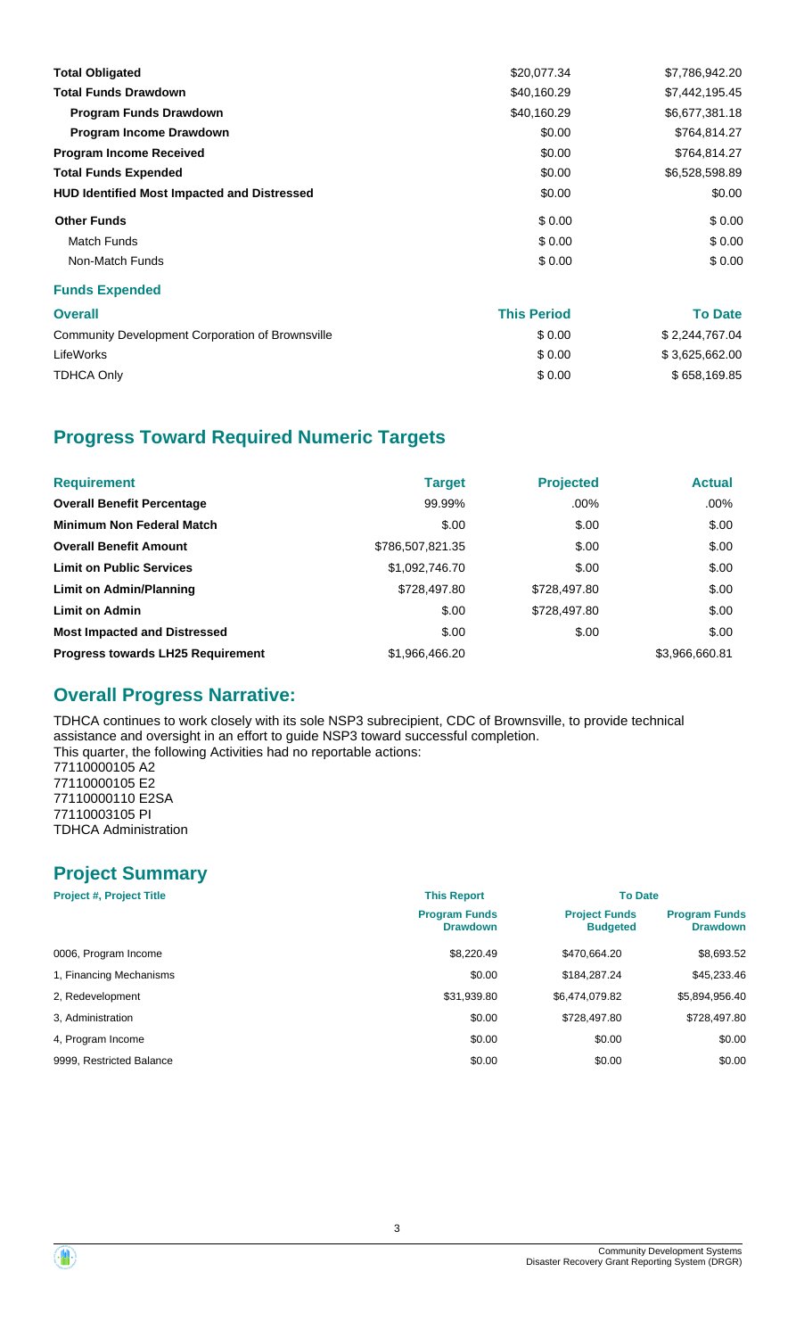| | | |
|---|---|---|
| **Total Obligated** | $20,077.34 | $7,786,942.20 |
| **Total Funds Drawdown** | $40,160.29 | $7,442,195.45 |
| **Program Funds Drawdown** | $40,160.29 | $6,677,381.18 |
| **Program Income Drawdown** | $0.00 | $764,814.27 |
| **Program Income Received** | $0.00 | $764,814.27 |
| **Total Funds Expended** | $0.00 | $6,528,598.89 |
| **HUD Identified Most Impacted and Distressed** | $0.00 | $0.00 |
| **Other Funds** | $ 0.00 | $ 0.00 |
| Match Funds | $ 0.00 | $ 0.00 |
| Non-Match Funds | $ 0.00 | $ 0.00 |

**Funds Expended**

| Overall | This Period | To Date |
|---|---|---|
| Community Development Corporation of Brownsville | $ 0.00 | $ 2,244,767.04 |
| LifeWorks | $ 0.00 | $ 3,625,662.00 |
| TDHCA Only | $ 0.00 | $ 658,169.85 |

## Progress Toward Required Numeric Targets

| Requirement | Target | Projected | Actual |
|---|---|---|---|
| **Overall Benefit Percentage** | 99.99% | .00% | .00% |
| **Minimum Non Federal Match** | $.00 | $.00 | $.00 |
| **Overall Benefit Amount** | $786,507,821.35 | $.00 | $.00 |
| **Limit on Public Services** | $1,092,746.70 | $.00 | $.00 |
| **Limit on Admin/Planning** | $728,497.80 | $728,497.80 | $.00 |
| **Limit on Admin** | $.00 | $728,497.80 | $.00 |
| **Most Impacted and Distressed** | $.00 | $.00 | $.00 |
| **Progress towards LH25 Requirement** | $1,966,466.20 | | $3,966,660.81 |

## Overall Progress Narrative:

TDHCA continues to work closely with its sole NSP3 subrecipient, CDC of Brownsville, to provide technical assistance and oversight in an effort to guide NSP3 toward successful completion.
This quarter, the following Activities had no reportable actions:
77110000105 A2
77110000105 E2
77110000110 E2SA
77110003105 PI
TDHCA Administration

## Project Summary

| Project #, Project Title | This Report | To Date | |
|---|---|---|---|
| | Program Funds Drawdown | Project Funds Budgeted | Program Funds Drawdown |
| 0006, Program Income | $8,220.49 | $470,664.20 | $8,693.52 |
| 1, Financing Mechanisms | $0.00 | $184,287.24 | $45,233.46 |
| 2, Redevelopment | $31,939.80 | $6,474,079.82 | $5,894,956.40 |
| 3, Administration | $0.00 | $728,497.80 | $728,497.80 |
| 4, Program Income | $0.00 | $0.00 | $0.00 |
| 9999, Restricted Balance | $0.00 | $0.00 | $0.00 |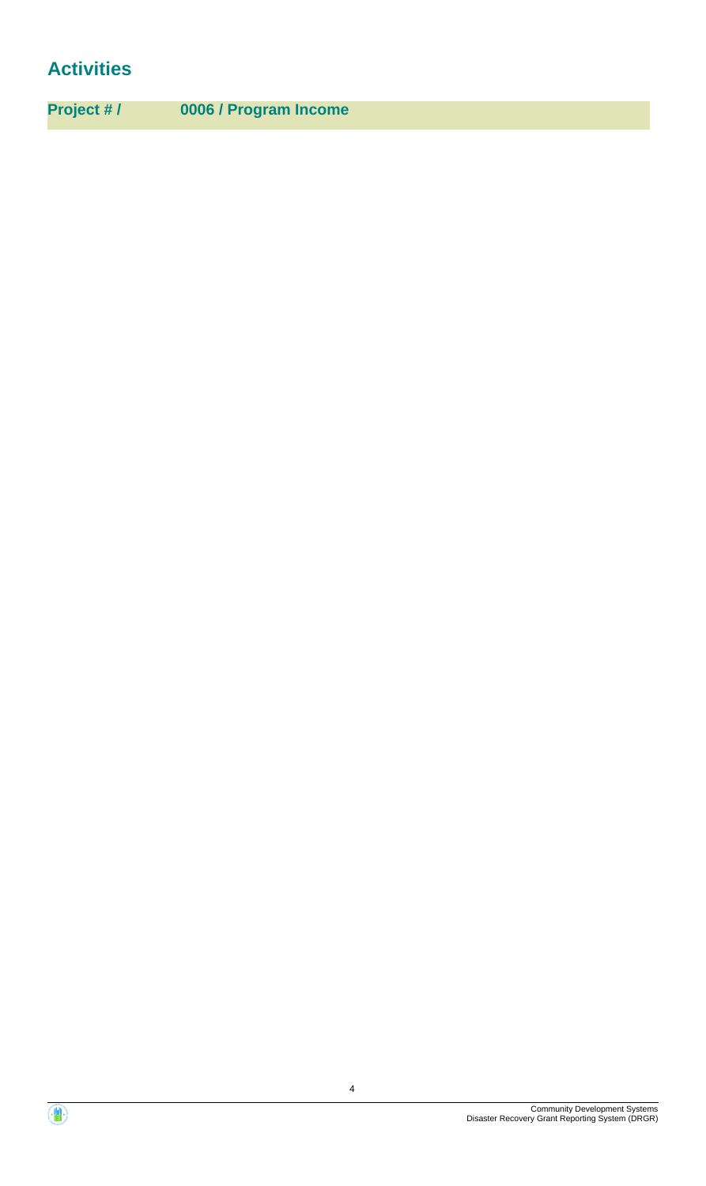# Activities

**Project # / 0006 / Program Income**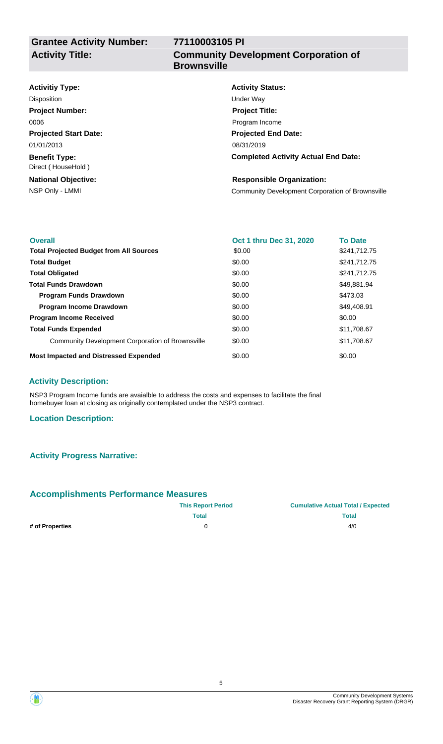| | |
|---|---|
| **Grantee Activity Number:** | **77110003105 PI** |
| **Activity Title:** | **Community Development Corporation of Brownsville** |

| | |
|---|---|
| **Activitiy Type:** | **Activity Status:** |
| Disposition | Under Way |
| **Project Number:** | **Project Title:** |
| 0006 | Program Income |
| **Projected Start Date:** | **Projected End Date:** |
| 01/01/2013 | 08/31/2019 |
| **Benefit Type:** | **Completed Activity Actual End Date:** |
| Direct ( HouseHold ) | |
| **National Objective:** | **Responsible Organization:** |
| NSP Only - LMMI | Community Development Corporation of Brownsville |

| **Overall** | **Oct 1 thru Dec 31, 2020** | **To Date** |
|---|---|---|
| **Total Projected Budget from All Sources** | $0.00 | $241,712.75 |
| **Total Budget** | $0.00 | $241,712.75 |
| **Total Obligated** | $0.00 | $241,712.75 |
| **Total Funds Drawdown** | $0.00 | $49,881.94 |
| **Program Funds Drawdown** | $0.00 | $473.03 |
| **Program Income Drawdown** | $0.00 | $49,408.91 |
| **Program Income Received** | $0.00 | $0.00 |
| **Total Funds Expended** | $0.00 | $11,708.67 |
| Community Development Corporation of Brownsville | $0.00 | $11,708.67 |
| **Most Impacted and Distressed Expended** | $0.00 | $0.00 |

### Activity Description:

NSP3 Program Income funds are avaialble to address the costs and expenses to facilitate the final homebuyer loan at closing as originally contemplated under the NSP3 contract.

### Location Description:

### Activity Progress Narrative:

## Accomplishments Performance Measures

| | **This Report Period** | **Cumulative Actual Total / Expected** |
|---|---|---|
| | **Total** | **Total** |
| **# of Properties** | 0 | 4/0 |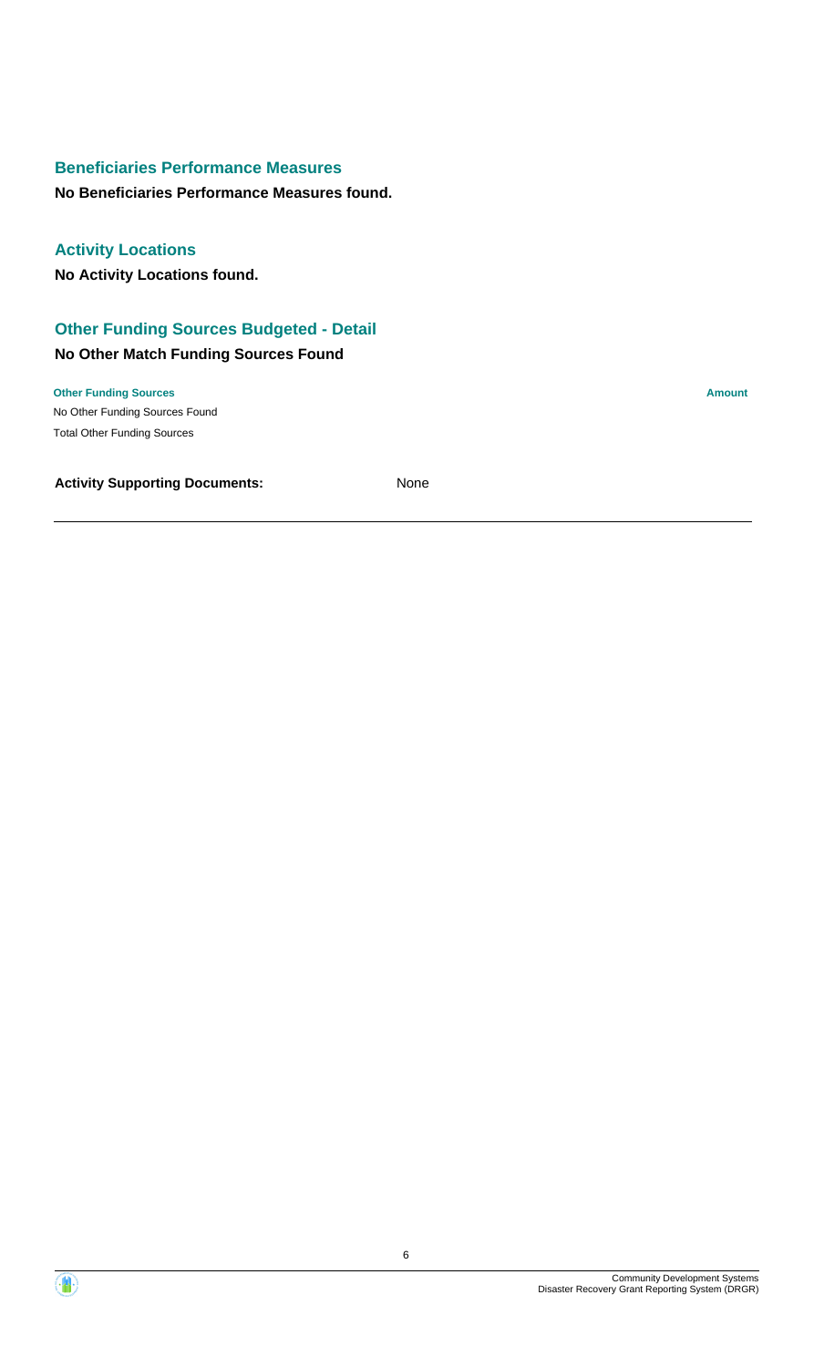## Beneficiaries Performance Measures

**No Beneficiaries Performance Measures found.**

## Activity Locations

**No Activity Locations found.**

## Other Funding Sources Budgeted - Detail

### No Other Match Funding Sources Found

| Other Funding Sources | Amount |
| --- | --- |
| No Other Funding Sources Found | |
| Total Other Funding Sources | |

**Activity Supporting Documents:** None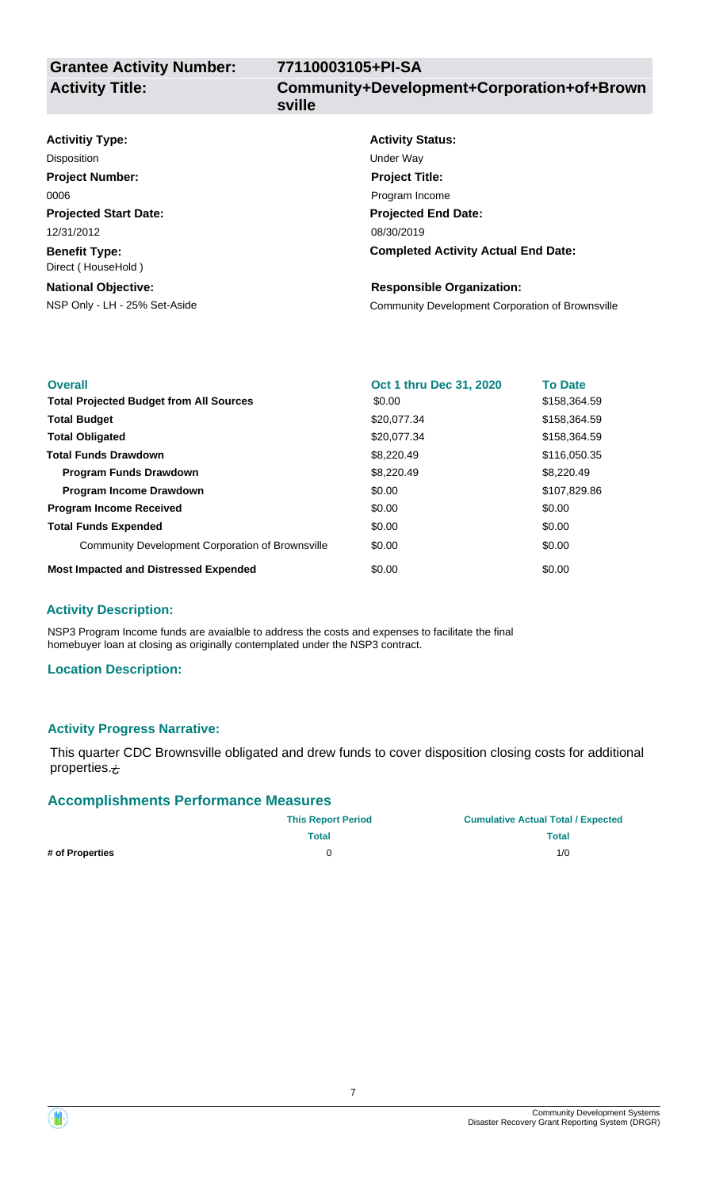| **Grantee Activity Number:** | **77110003105+PI-SA** |
|---|---|
| **Activity Title:** | **Community+Development+Corporation+of+Brownsville** |

**Activitiy Type:**
Disposition

**Activity Status:**
Under Way

**Project Number:**
0006

**Project Title:**
Program Income

**Projected Start Date:**
12/31/2012

**Projected End Date:**
08/30/2019

**Benefit Type:**
Direct ( HouseHold )

**Completed Activity Actual End Date:**

**National Objective:**
NSP Only - LH - 25% Set-Aside

**Responsible Organization:**
Community Development Corporation of Brownsville

| Overall | Oct 1 thru Dec 31, 2020 | To Date |
|---|---|---|
| **Total Projected Budget from All Sources** | $0.00 | $158,364.59 |
| **Total Budget** | $20,077.34 | $158,364.59 |
| **Total Obligated** | $20,077.34 | $158,364.59 |
| **Total Funds Drawdown** | $8,220.49 | $116,050.35 |
| **Program Funds Drawdown** | $8,220.49 | $8,220.49 |
| **Program Income Drawdown** | $0.00 | $107,829.86 |
| **Program Income Received** | $0.00 | $0.00 |
| **Total Funds Expended** | $0.00 | $0.00 |
| Community Development Corporation of Brownsville | $0.00 | $0.00 |
| **Most Impacted and Distressed Expended** | $0.00 | $0.00 |

### Activity Description:

NSP3 Program Income funds are avaialble to address the costs and expenses to facilitate the final homebuyer loan at closing as originally contemplated under the NSP3 contract.

### Location Description:

### Activity Progress Narrative:

This quarter CDC Brownsville obligated and drew funds to cover disposition closing costs for additional properties.¿

## Accomplishments Performance Measures

| | This Report Period | Cumulative Actual Total / Expected |
|---|---|---|
| | Total | Total |
| **# of Properties** | 0 | 1/0 |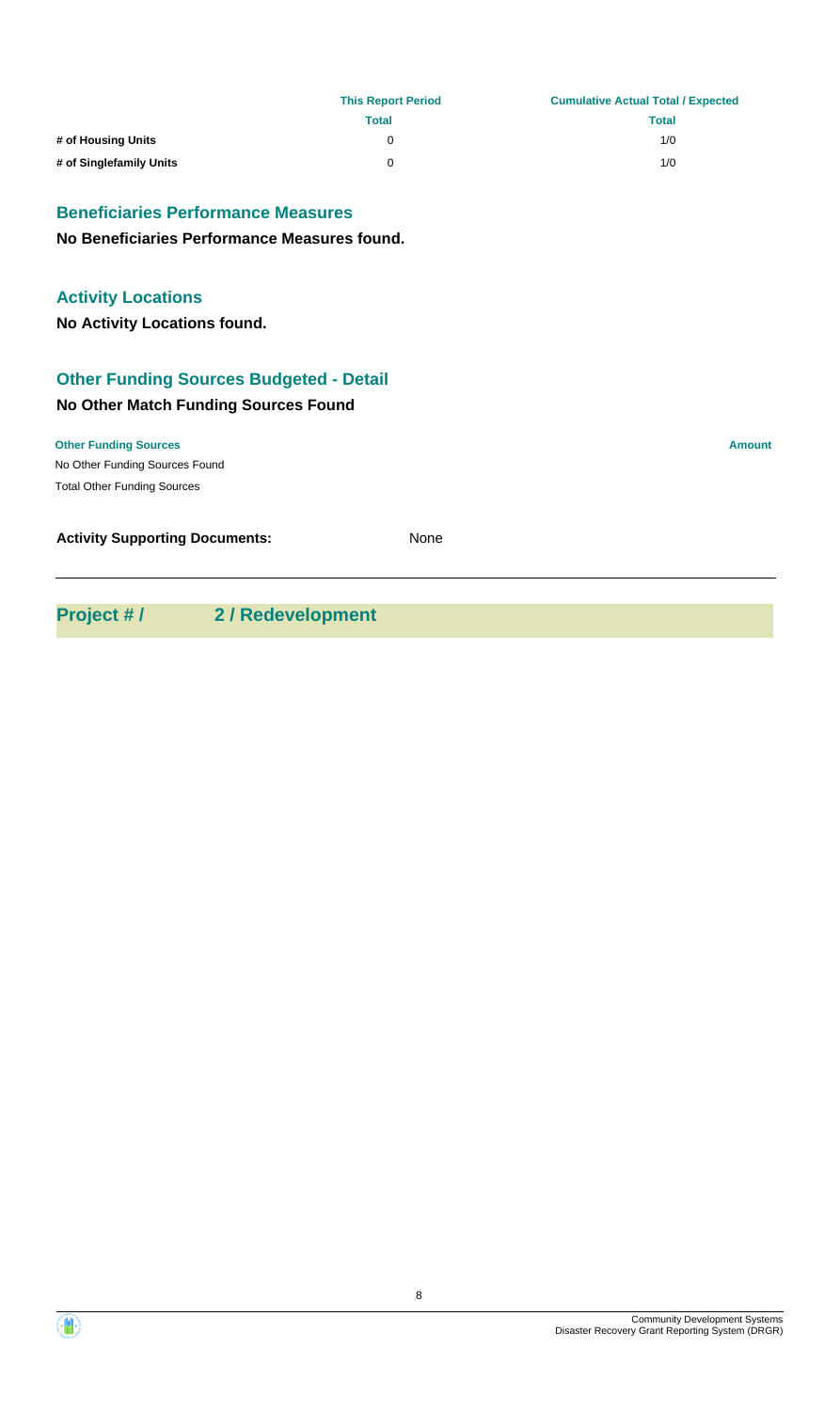| | This Report Period | Cumulative Actual Total / Expected |
|---|---|---|
| | Total | Total |
| # of Housing Units | 0 | 1/0 |
| # of Singlefamily Units | 0 | 1/0 |

## Beneficiaries Performance Measures

**No Beneficiaries Performance Measures found.**

## Activity Locations

**No Activity Locations found.**

## Other Funding Sources Budgeted - Detail

### No Other Match Funding Sources Found

| Other Funding Sources | Amount |
|---|---|
| No Other Funding Sources Found | |
| Total Other Funding Sources | |

**Activity Supporting Documents:** None

---

## Project # / 2 / Redevelopment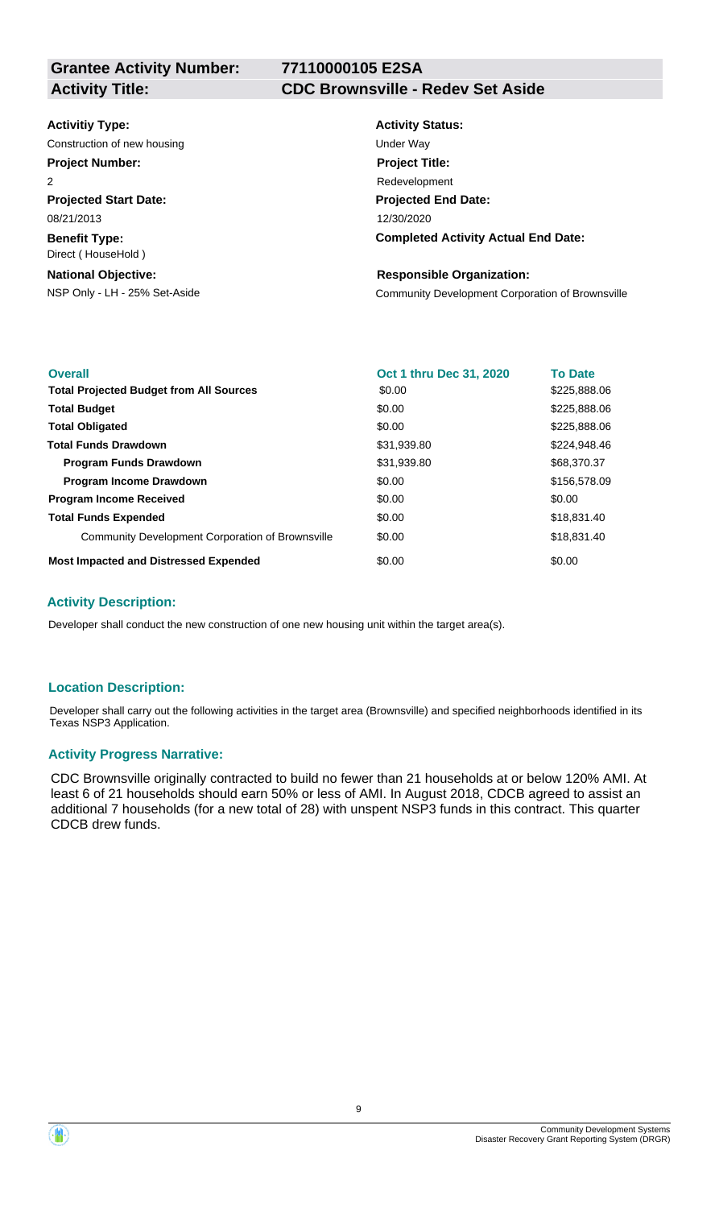| | |
|---|---|
| **Grantee Activity Number:** | **77110000105 E2SA** |
| **Activity Title:** | **CDC Brownsville - Redev Set Aside** |

**Activitiy Type:**
Construction of new housing

**Activity Status:**
Under Way

**Project Number:**
2

**Project Title:**
Redevelopment

**Projected Start Date:**
08/21/2013

**Projected End Date:**
12/30/2020

**Benefit Type:**
Direct ( HouseHold )

**Completed Activity Actual End Date:**

**National Objective:**
NSP Only - LH - 25% Set-Aside

**Responsible Organization:**
Community Development Corporation of Brownsville

| Overall | Oct 1 thru Dec 31, 2020 | To Date |
|---|---|---|
| **Total Projected Budget from All Sources** | $0.00 | $225,888.06 |
| **Total Budget** | $0.00 | $225,888.06 |
| **Total Obligated** | $0.00 | $225,888.06 |
| **Total Funds Drawdown** | $31,939.80 | $224,948.46 |
| **Program Funds Drawdown** | $31,939.80 | $68,370.37 |
| **Program Income Drawdown** | $0.00 | $156,578.09 |
| **Program Income Received** | $0.00 | $0.00 |
| **Total Funds Expended** | $0.00 | $18,831.40 |
| Community Development Corporation of Brownsville | $0.00 | $18,831.40 |
| **Most Impacted and Distressed Expended** | $0.00 | $0.00 |

### Activity Description:

Developer shall conduct the new construction of one new housing unit within the target area(s).

### Location Description:

Developer shall carry out the following activities in the target area (Brownsville) and specified neighborhoods identified in its Texas NSP3 Application.

### Activity Progress Narrative:

CDC Brownsville originally contracted to build no fewer than 21 households at or below 120% AMI. At least 6 of 21 households should earn 50% or less of AMI. In August 2018, CDCB agreed to assist an additional 7 households (for a new total of 28) with unspent NSP3 funds in this contract. This quarter CDCB drew funds.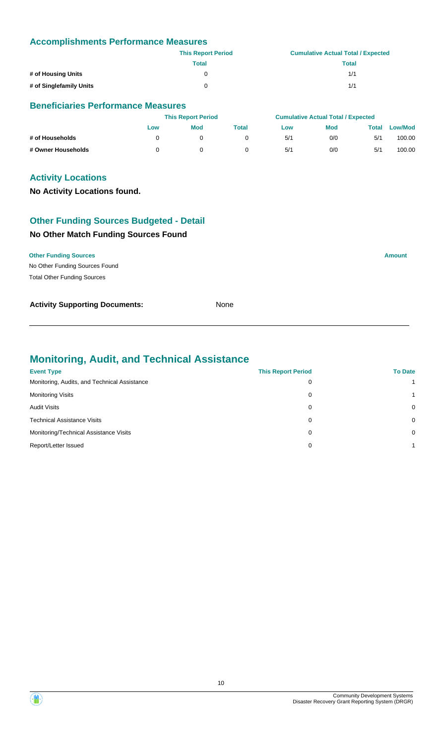### Accomplishments Performance Measures

| | This Report Period | Cumulative Actual Total / Expected |
|---|---|---|
| | Total | Total |
| # of Housing Units | 0 | 1/1 |
| # of Singlefamily Units | 0 | 1/1 |

### Beneficiaries Performance Measures

| | This Report Period | | | Cumulative Actual Total / Expected | | | |
|---|---|---|---|---|---|---|---|
| | Low | Mod | Total | Low | Mod | Total | Low/Mod |
| # of Households | 0 | 0 | 0 | 5/1 | 0/0 | 5/1 | 100.00 |
| # Owner Households | 0 | 0 | 0 | 5/1 | 0/0 | 5/1 | 100.00 |

### Activity Locations

**No Activity Locations found.**

### Other Funding Sources Budgeted - Detail

### No Other Match Funding Sources Found

| Other Funding Sources | Amount |
|---|---|
| No Other Funding Sources Found | |
| Total Other Funding Sources | |

**Activity Supporting Documents:** None

## Monitoring, Audit, and Technical Assistance

| Event Type | This Report Period | To Date |
|---|---|---|
| Monitoring, Audits, and Technical Assistance | 0 | 1 |
| Monitoring Visits | 0 | 1 |
| Audit Visits | 0 | 0 |
| Technical Assistance Visits | 0 | 0 |
| Monitoring/Technical Assistance Visits | 0 | 0 |
| Report/Letter Issued | 0 | 1 |